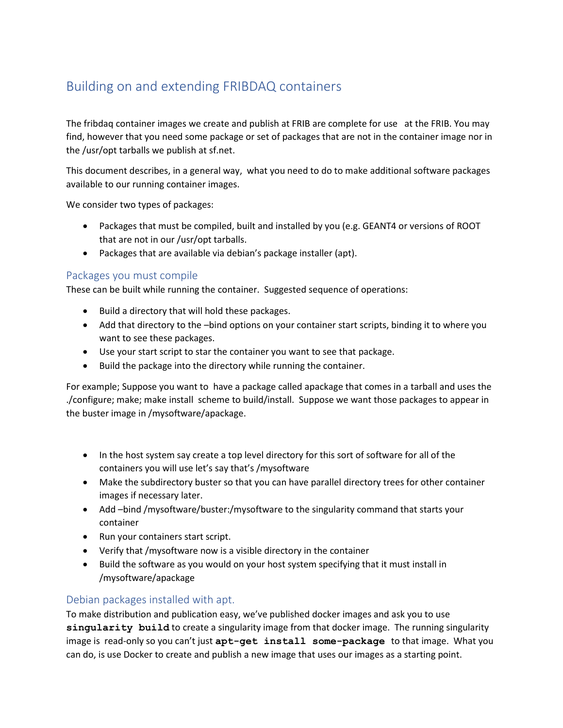# Building on and extending FRIBDAQ containers

The fribdaq container images we create and publish at FRIB are complete for use at the FRIB. You may find, however that you need some package or set of packages that are not in the container image nor in the /usr/opt tarballs we publish at sf.net.

This document describes, in a general way, what you need to do to make additional software packages available to our running container images.

We consider two types of packages:

- Packages that must be compiled, built and installed by you (e.g. GEANT4 or versions of ROOT that are not in our /usr/opt tarballs.
- Packages that are available via debian's package installer (apt).

## Packages you must compile

These can be built while running the container. Suggested sequence of operations:

- Build a directory that will hold these packages.
- Add that directory to the –bind options on your container start scripts, binding it to where you want to see these packages.
- Use your start script to star the container you want to see that package.
- Build the package into the directory while running the container.

For example; Suppose you want to have a package called apackage that comes in a tarball and uses the ./configure; make; make install scheme to build/install. Suppose we want those packages to appear in the buster image in /mysoftware/apackage.

- In the host system say create a top level directory for this sort of software for all of the containers you will use let's say that's /mysoftware
- Make the subdirectory buster so that you can have parallel directory trees for other container images if necessary later.
- Add –bind /mysoftware/buster:/mysoftware to the singularity command that starts your container
- Run your containers start script.
- Verify that /mysoftware now is a visible directory in the container
- Build the software as you would on your host system specifying that it must install in /mysoftware/apackage

## Debian packages installed with apt.

To make distribution and publication easy, we've published docker images and ask you to use **`singularity build`** to create a singularity image from that docker image. The running singularity image is read-only so you can't just **`apt-get install some-package`** to that image. What you can do, is use Docker to create and publish a new image that uses our images as a starting point.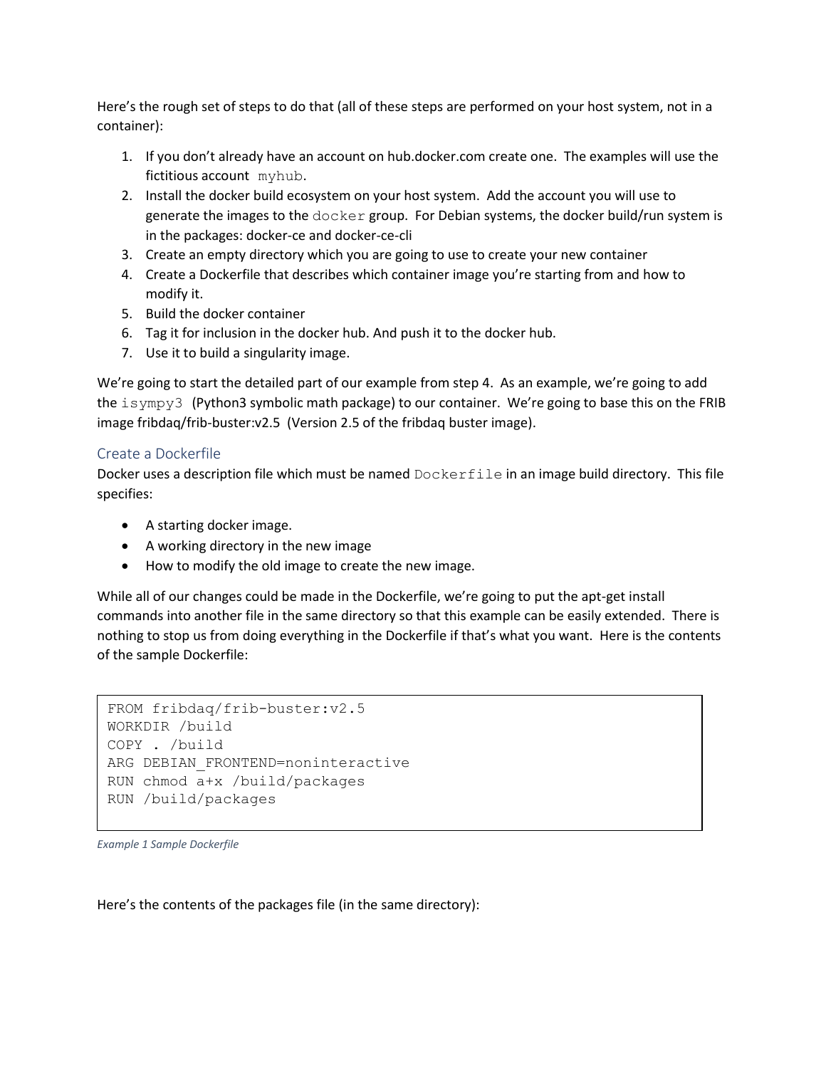Here's the rough set of steps to do that (all of these steps are performed on your host system, not in a container):

1. If you don't already have an account on hub.docker.com create one. The examples will use the fictitious account `myhub`.
2. Install the docker build ecosystem on your host system. Add the account you will use to generate the images to the `docker` group. For Debian systems, the docker build/run system is in the packages: docker-ce and docker-ce-cli
3. Create an empty directory which you are going to use to create your new container
4. Create a Dockerfile that describes which container image you're starting from and how to modify it.
5. Build the docker container
6. Tag it for inclusion in the docker hub. And push it to the docker hub.
7. Use it to build a singularity image.

We're going to start the detailed part of our example from step 4. As an example, we're going to add the `isympy3` (Python3 symbolic math package) to our container. We're going to base this on the FRIB image fribdaq/frib-buster:v2.5 (Version 2.5 of the fribdaq buster image).

## Create a Dockerfile

Docker uses a description file which must be named `Dockerfile` in an image build directory. This file specifies:

- A starting docker image.
- A working directory in the new image
- How to modify the old image to create the new image.

While all of our changes could be made in the Dockerfile, we're going to put the apt-get install commands into another file in the same directory so that this example can be easily extended. There is nothing to stop us from doing everything in the Dockerfile if that's what you want. Here is the contents of the sample Dockerfile:

```
FROM fribdaq/frib-buster:v2.5
WORKDIR /build
COPY . /build
ARG DEBIAN_FRONTEND=noninteractive
RUN chmod a+x /build/packages
RUN /build/packages
```

*Example 1 Sample Dockerfile*

Here's the contents of the packages file (in the same directory):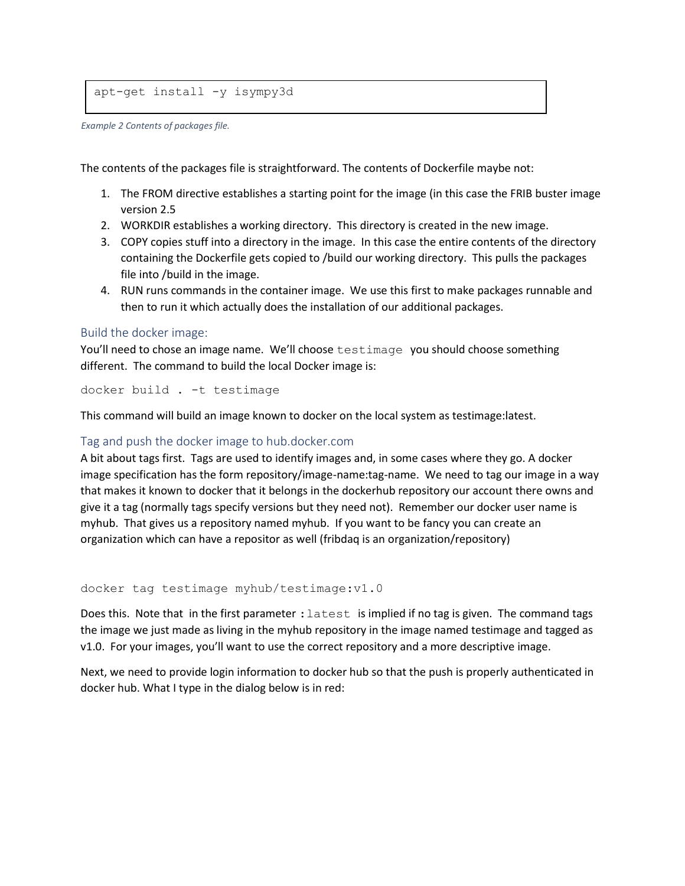```
apt-get install -y isympy3d
```

*Example 2 Contents of packages file.*

The contents of the packages file is straightforward. The contents of Dockerfile maybe not:

1. The FROM directive establishes a starting point for the image (in this case the FRIB buster image version 2.5
2. WORKDIR establishes a working directory. This directory is created in the new image.
3. COPY copies stuff into a directory in the image. In this case the entire contents of the directory containing the Dockerfile gets copied to /build our working directory. This pulls the packages file into /build in the image.
4. RUN runs commands in the container image. We use this first to make packages runnable and then to run it which actually does the installation of our additional packages.

## Build the docker image:

You'll need to chose an image name. We'll choose `testimage` you should choose something different. The command to build the local Docker image is:

```
docker build . -t testimage
```

This command will build an image known to docker on the local system as testimage:latest.

## Tag and push the docker image to hub.docker.com

A bit about tags first. Tags are used to identify images and, in some cases where they go. A docker image specification has the form repository/image-name:tag-name. We need to tag our image in a way that makes it known to docker that it belongs in the dockerhub repository our account there owns and give it a tag (normally tags specify versions but they need not). Remember our docker user name is myhub. That gives us a repository named myhub. If you want to be fancy you can create an organization which can have a repositor as well (fribdaq is an organization/repository)

```
docker tag testimage myhub/testimage:v1.0
```

Does this. Note that in the first parameter `:latest` is implied if no tag is given. The command tags the image we just made as living in the myhub repository in the image named testimage and tagged as v1.0. For your images, you'll want to use the correct repository and a more descriptive image.

Next, we need to provide login information to docker hub so that the push is properly authenticated in docker hub. What I type in the dialog below is in red: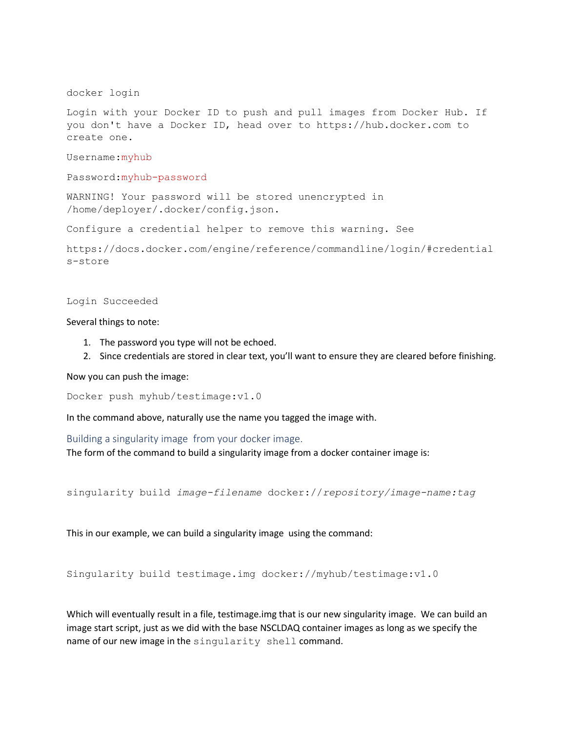```
docker login

Login with your Docker ID to push and pull images from Docker Hub. If you don't have a Docker ID, head over to https://hub.docker.com to create one.

Username:myhub

Password:myhub-password

WARNING! Your password will be stored unencrypted in /home/deployer/.docker/config.json.

Configure a credential helper to remove this warning. See

https://docs.docker.com/engine/reference/commandline/login/#credentials-store


Login Succeeded
```

Several things to note:

1. The password you type will not be echoed.
2. Since credentials are stored in clear text, you'll want to ensure they are cleared before finishing.

Now you can push the image:

```
Docker push myhub/testimage:v1.0
```

In the command above, naturally use the name you tagged the image with.

## Building a singularity image from your docker image.

The form of the command to build a singularity image from a docker container image is:

```
singularity build image-filename docker://repository/image-name:tag
```

This in our example, we can build a singularity image using the command:

```
Singularity build testimage.img docker://myhub/testimage:v1.0
```

Which will eventually result in a file, testimage.img that is our new singularity image. We can build an image start script, just as we did with the base NSCLDAQ container images as long as we specify the name of our new image in the `singularity shell` command.